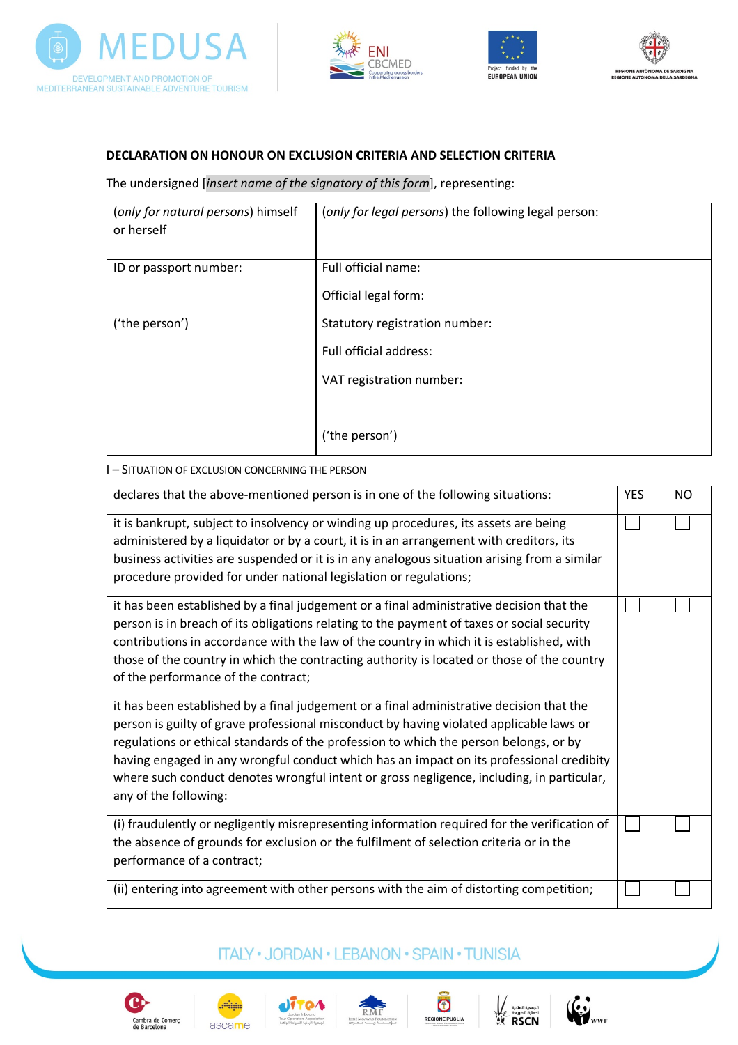**DECLARATION ON HONOUR ON EXCLUSION CRITERIA AND SELECTION CRITERIA**

The undersigned [*insert name of the signatory of this form*], representing:

| (*only for natural persons*) himself or herself | (*only for legal persons*) the following legal person: |
|---|---|
| ID or passport number:<br><br>('the person') | Full official name:<br><br>Official legal form:<br><br>Statutory registration number:<br><br>Full official address:<br><br>VAT registration number:<br><br>('the person') |

I – SITUATION OF EXCLUSION CONCERNING THE PERSON

| declares that the above-mentioned person is in one of the following situations: | YES | NO |
|---|---|---|
| it is bankrupt, subject to insolvency or winding up procedures, its assets are being administered by a liquidator or by a court, it is in an arrangement with creditors, its business activities are suspended or it is in any analogous situation arising from a similar procedure provided for under national legislation or regulations; | ☐ | ☐ |
| it has been established by a final judgement or a final administrative decision that the person is in breach of its obligations relating to the payment of taxes or social security contributions in accordance with the law of the country in which it is established, with those of the country in which the contracting authority is located or those of the country of the performance of the contract; | ☐ | ☐ |
| it has been established by a final judgement or a final administrative decision that the person is guilty of grave professional misconduct by having violated applicable laws or regulations or ethical standards of the profession to which the person belongs, or by having engaged in any wrongful conduct which has an impact on its professional credibility where such conduct denotes wrongful intent or gross negligence, including, in particular, any of the following: | | |
| (i) fraudulently or negligently misrepresenting information required for the verification of the absence of grounds for exclusion or the fulfilment of selection criteria or in the performance of a contract; | ☐ | ☐ |
| (ii) entering into agreement with other persons with the aim of distorting competition; | ☐ | ☐ |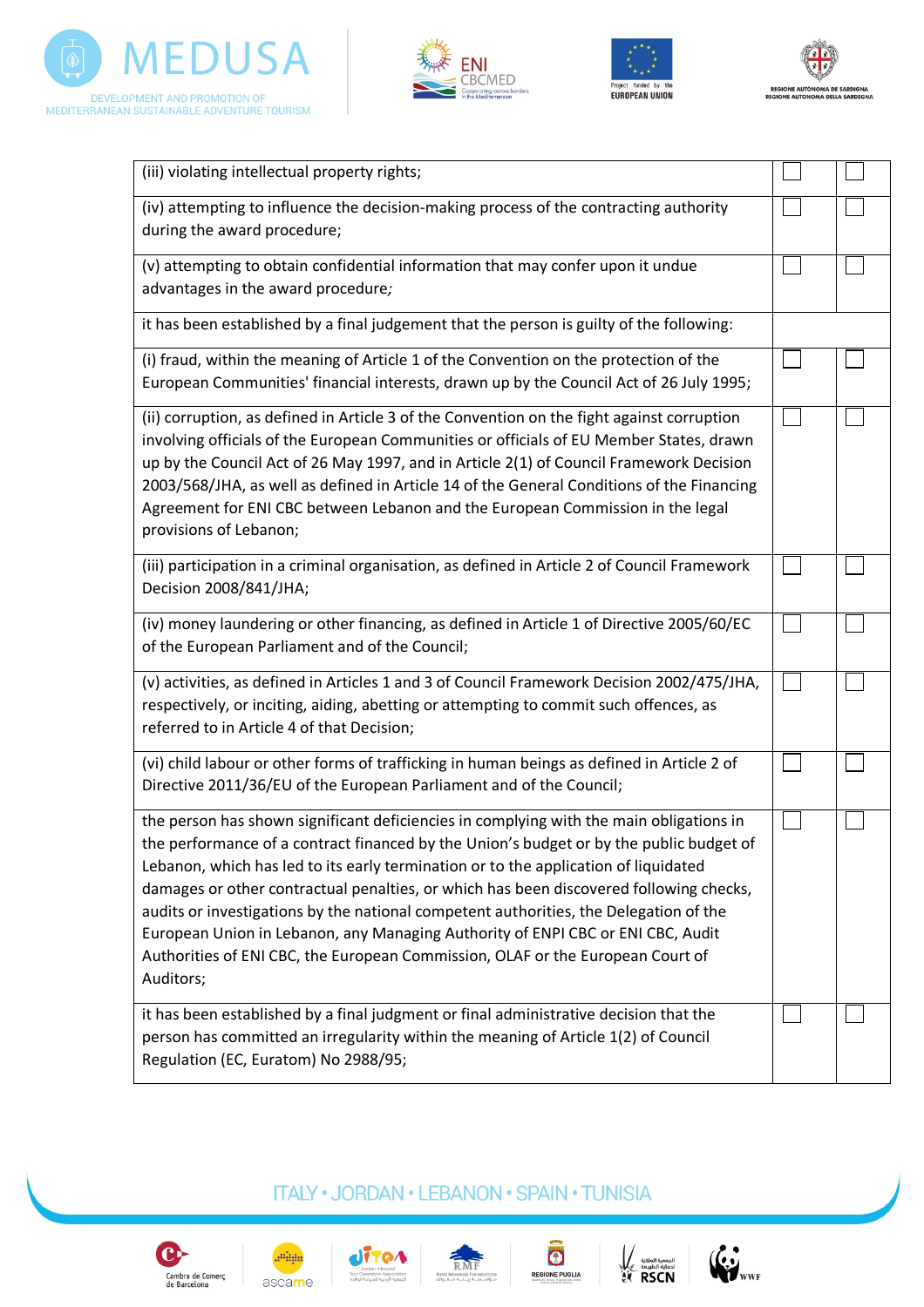| | | |
|---|---|---|
| (iii) violating intellectual property rights; | ☐ | ☐ |
| (iv) attempting to influence the decision-making process of the contracting authority during the award procedure; | ☐ | ☐ |
| (v) attempting to obtain confidential information that may confer upon it undue advantages in the award procedure*;* | ☐ | ☐ |
| it has been established by a final judgement that the person is guilty of the following: | | |
| (i) fraud, within the meaning of Article 1 of the Convention on the protection of the European Communities' financial interests, drawn up by the Council Act of 26 July 1995; | ☐ | ☐ |
| (ii) corruption, as defined in Article 3 of the Convention on the fight against corruption involving officials of the European Communities or officials of EU Member States, drawn up by the Council Act of 26 May 1997, and in Article 2(1) of Council Framework Decision 2003/568/JHA, as well as defined in Article 14 of the General Conditions of the Financing Agreement for ENI CBC between Lebanon and the European Commission in the legal provisions of Lebanon; | ☐ | ☐ |
| (iii) participation in a criminal organisation, as defined in Article 2 of Council Framework Decision 2008/841/JHA; | ☐ | ☐ |
| (iv) money laundering or other financing, as defined in Article 1 of Directive 2005/60/EC of the European Parliament and of the Council; | ☐ | ☐ |
| (v) activities, as defined in Articles 1 and 3 of Council Framework Decision 2002/475/JHA, respectively, or inciting, aiding, abetting or attempting to commit such offences, as referred to in Article 4 of that Decision; | ☐ | ☐ |
| (vi) child labour or other forms of trafficking in human beings as defined in Article 2 of Directive 2011/36/EU of the European Parliament and of the Council; | ☐ | ☐ |
| the person has shown significant deficiencies in complying with the main obligations in the performance of a contract financed by the Union's budget or by the public budget of Lebanon, which has led to its early termination or to the application of liquidated damages or other contractual penalties, or which has been discovered following checks, audits or investigations by the national competent authorities, the Delegation of the European Union in Lebanon, any Managing Authority of ENPI CBC or ENI CBC, Audit Authorities of ENI CBC, the European Commission, OLAF or the European Court of Auditors; | ☐ | ☐ |
| it has been established by a final judgment or final administrative decision that the person has committed an irregularity within the meaning of Article 1(2) of Council Regulation (EC, Euratom) No 2988/95; | ☐ | ☐ |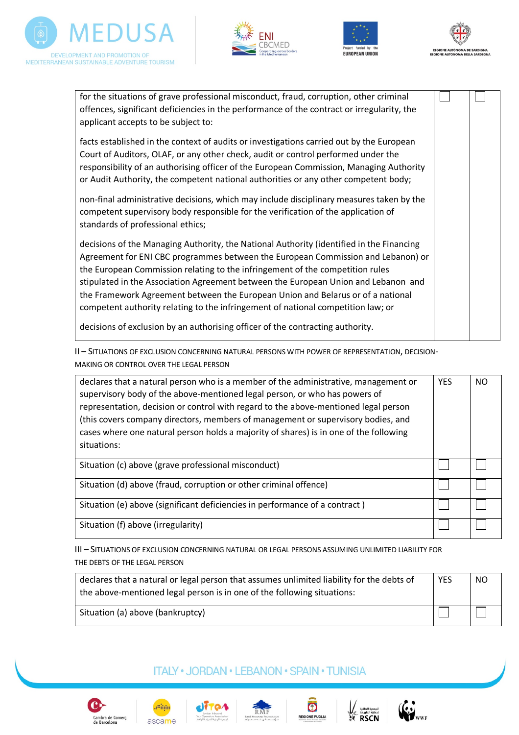| | | |
|---|---|---|
| for the situations of grave professional misconduct, fraud, corruption, other criminal offences, significant deficiencies in the performance of the contract or irregularity, the applicant accepts to be subject to:<br><br>facts established in the context of audits or investigations carried out by the European Court of Auditors, OLAF, or any other check, audit or control performed under the responsibility of an authorising officer of the European Commission, Managing Authority or Audit Authority, the competent national authorities or any other competent body;<br><br>non-final administrative decisions, which may include disciplinary measures taken by the competent supervisory body responsible for the verification of the application of standards of professional ethics;<br><br>decisions of the Managing Authority, the National Authority (identified in the Financing Agreement for ENI CBC programmes between the European Commission and Lebanon) or the European Commission relating to the infringement of the competition rules stipulated in the Association Agreement between the European Union and Lebanon and the Framework Agreement between the European Union and Belarus or of a national competent authority relating to the infringement of national competition law; or<br><br>decisions of exclusion by an authorising officer of the contracting authority. | ☐ | ☐ |

II – SITUATIONS OF EXCLUSION CONCERNING NATURAL PERSONS WITH POWER OF REPRESENTATION, DECISION-MAKING OR CONTROL OVER THE LEGAL PERSON

| declares that a natural person who is a member of the administrative, management or supervisory body of the above-mentioned legal person, or who has powers of representation, decision or control with regard to the above-mentioned legal person (this covers company directors, members of management or supervisory bodies, and cases where one natural person holds a majority of shares) is in one of the following situations: | YES | NO |
|---|---|---|
| Situation (c) above (grave professional misconduct) | ☐ | ☐ |
| Situation (d) above (fraud, corruption or other criminal offence) | ☐ | ☐ |
| Situation (e) above (significant deficiencies in performance of a contract ) | ☐ | ☐ |
| Situation (f) above (irregularity) | ☐ | ☐ |

III – SITUATIONS OF EXCLUSION CONCERNING NATURAL OR LEGAL PERSONS ASSUMING UNLIMITED LIABILITY FOR THE DEBTS OF THE LEGAL PERSON

| declares that a natural or legal person that assumes unlimited liability for the debts of the above-mentioned legal person is in one of the following situations: | YES | NO |
|---|---|---|
| Situation (a) above (bankruptcy) | ☐ | ☐ |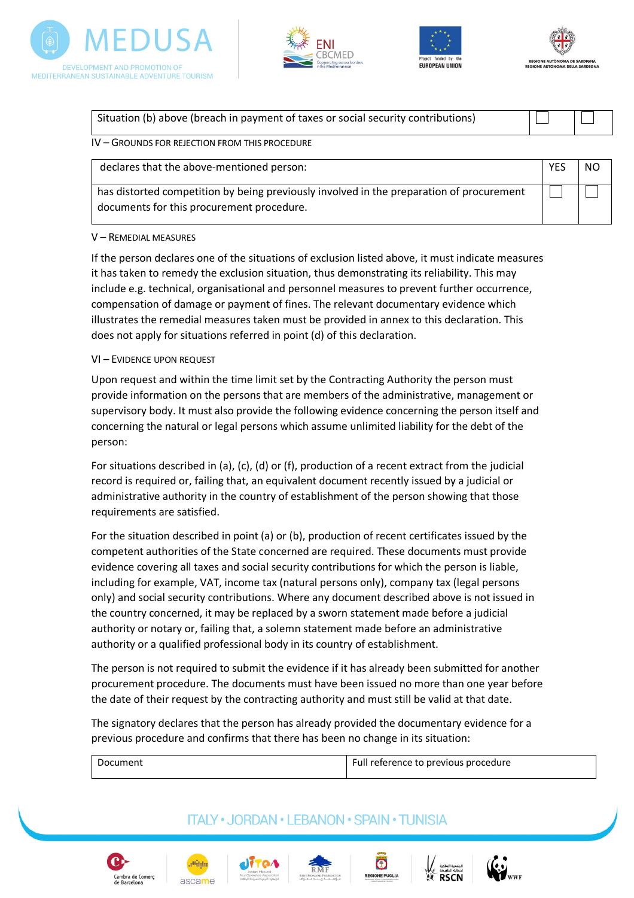| Situation (b) above (breach in payment of taxes or social security contributions) | ☐ | ☐ |
|---|---|---|

IV – GROUNDS FOR REJECTION FROM THIS PROCEDURE

| declares that the above-mentioned person: | YES | NO |
|---|---|---|
| has distorted competition by being previously involved in the preparation of procurement documents for this procurement procedure. | ☐ | ☐ |

V – REMEDIAL MEASURES

If the person declares one of the situations of exclusion listed above, it must indicate measures it has taken to remedy the exclusion situation, thus demonstrating its reliability. This may include e.g. technical, organisational and personnel measures to prevent further occurrence, compensation of damage or payment of fines. The relevant documentary evidence which illustrates the remedial measures taken must be provided in annex to this declaration. This does not apply for situations referred in point (d) of this declaration.

VI – EVIDENCE UPON REQUEST

Upon request and within the time limit set by the Contracting Authority the person must provide information on the persons that are members of the administrative, management or supervisory body. It must also provide the following evidence concerning the person itself and concerning the natural or legal persons which assume unlimited liability for the debt of the person:

For situations described in (a), (c), (d) or (f), production of a recent extract from the judicial record is required or, failing that, an equivalent document recently issued by a judicial or administrative authority in the country of establishment of the person showing that those requirements are satisfied.

For the situation described in point (a) or (b), production of recent certificates issued by the competent authorities of the State concerned are required. These documents must provide evidence covering all taxes and social security contributions for which the person is liable, including for example, VAT, income tax (natural persons only), company tax (legal persons only) and social security contributions. Where any document described above is not issued in the country concerned, it may be replaced by a sworn statement made before a judicial authority or notary or, failing that, a solemn statement made before an administrative authority or a qualified professional body in its country of establishment.

The person is not required to submit the evidence if it has already been submitted for another procurement procedure. The documents must have been issued no more than one year before the date of their request by the contracting authority and must still be valid at that date.

The signatory declares that the person has already provided the documentary evidence for a previous procedure and confirms that there has been no change in its situation:

| Document | Full reference to previous procedure |
|---|---|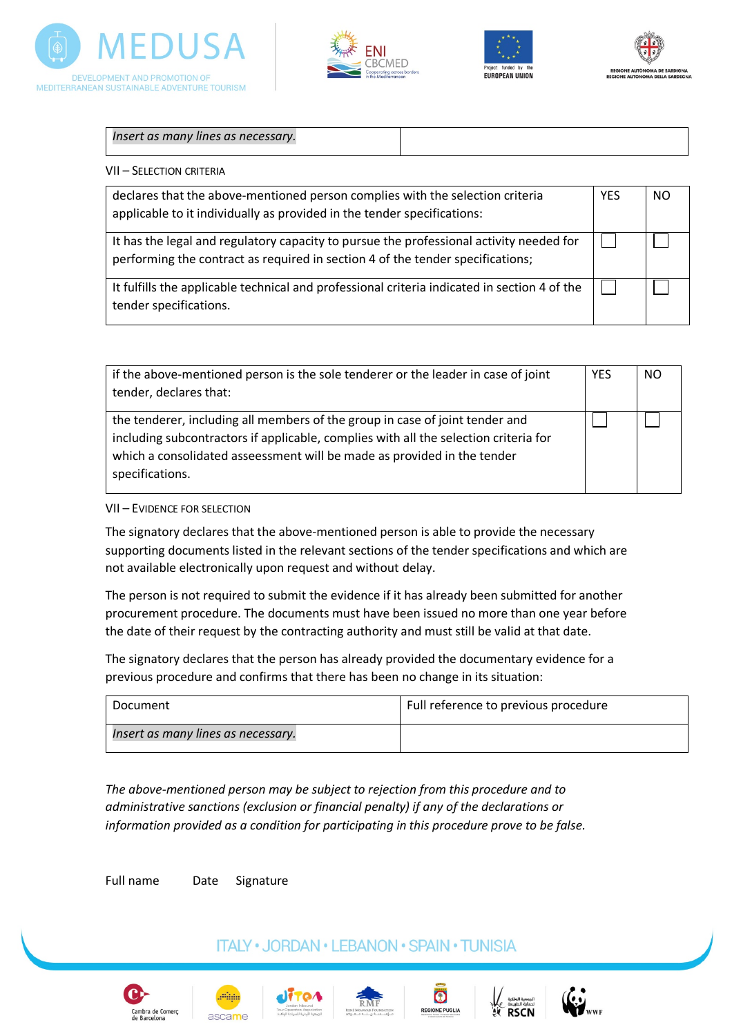| | |
|---|---|
| *Insert as many lines as necessary.* | |

VII – SELECTION CRITERIA

| declares that the above-mentioned person complies with the selection criteria applicable to it individually as provided in the tender specifications: | YES | NO |
|---|---|---|
| It has the legal and regulatory capacity to pursue the professional activity needed for performing the contract as required in section 4 of the tender specifications; | ☐ | ☐ |
| It fulfills the applicable technical and professional criteria indicated in section 4 of the tender specifications. | ☐ | ☐ |

| if the above-mentioned person is the sole tenderer or the leader in case of joint tender, declares that: | YES | NO |
|---|---|---|
| the tenderer, including all members of the group in case of joint tender and including subcontractors if applicable, complies with all the selection criteria for which a consolidated asseessment will be made as provided in the tender specifications. | ☐ | ☐ |

VII – EVIDENCE FOR SELECTION

The signatory declares that the above-mentioned person is able to provide the necessary supporting documents listed in the relevant sections of the tender specifications and which are not available electronically upon request and without delay.

The person is not required to submit the evidence if it has already been submitted for another procurement procedure. The documents must have been issued no more than one year before the date of their request by the contracting authority and must still be valid at that date.

The signatory declares that the person has already provided the documentary evidence for a previous procedure and confirms that there has been no change in its situation:

| Document | Full reference to previous procedure |
|---|---|
| *Insert as many lines as necessary.* | |

*The above-mentioned person may be subject to rejection from this procedure and to administrative sanctions (exclusion or financial penalty) if any of the declarations or information provided as a condition for participating in this procedure prove to be false.*

Full name    Date    Signature